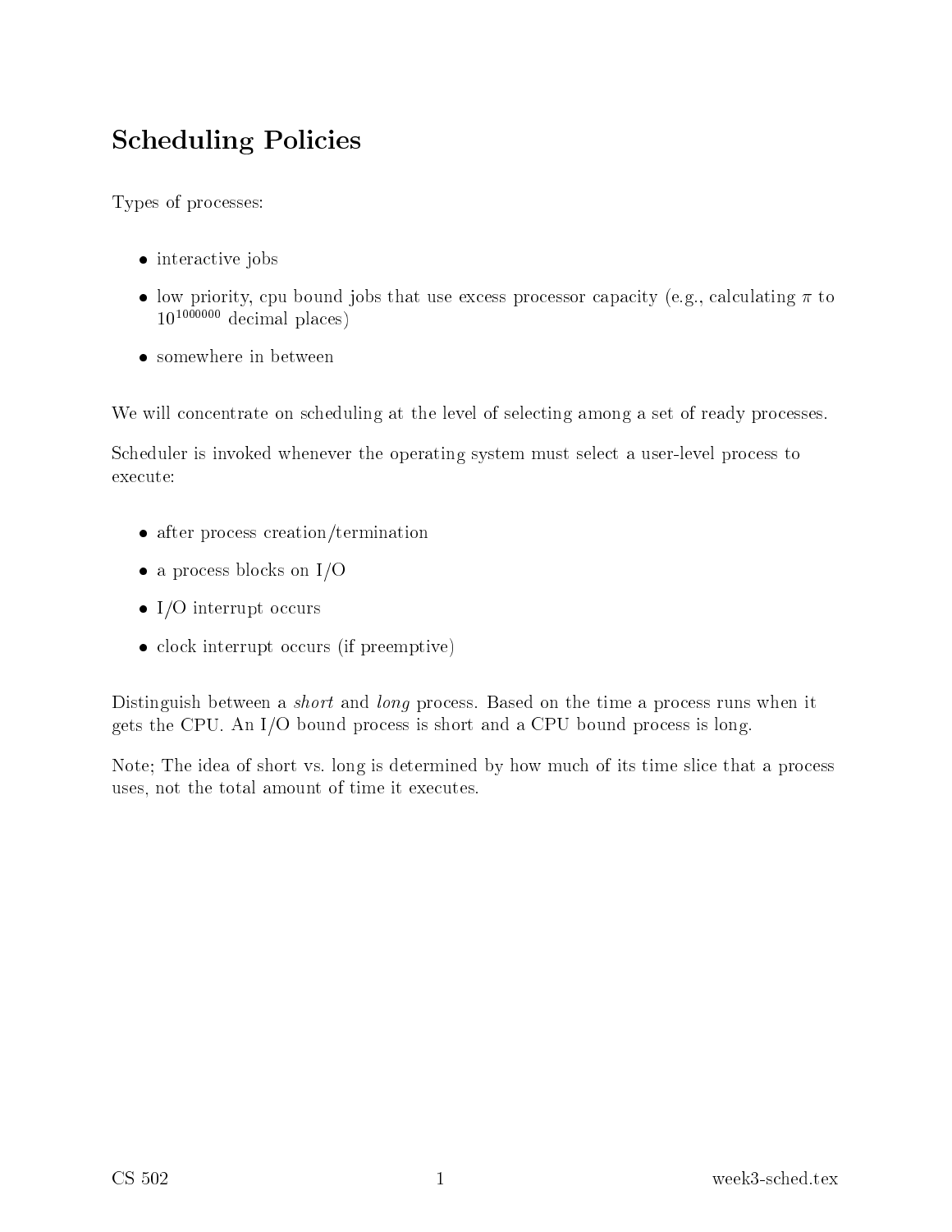# Scheduling Policies

Types of processes:

- interactive jobs
- low priority, cpu bound jobs that use excess processor capacity (e.g., calculating $\pi$ to $10^{1000000}$ decimal places)
- somewhere in between

We will concentrate on scheduling at the level of selecting among a set of ready processes.

Scheduler is invoked whenever the operating system must select a user-level process to execute:

- after process creation/termination
- a process blocks on I/O
- I/O interrupt occurs
- clock interrupt occurs (if preemptive)

Distinguish between a *short* and *long* process. Based on the time a process runs when it gets the CPU. An I/O bound process is short and a CPU bound process is long.

Note; The idea of short vs. long is determined by how much of its time slice that a process uses, not the total amount of time it executes.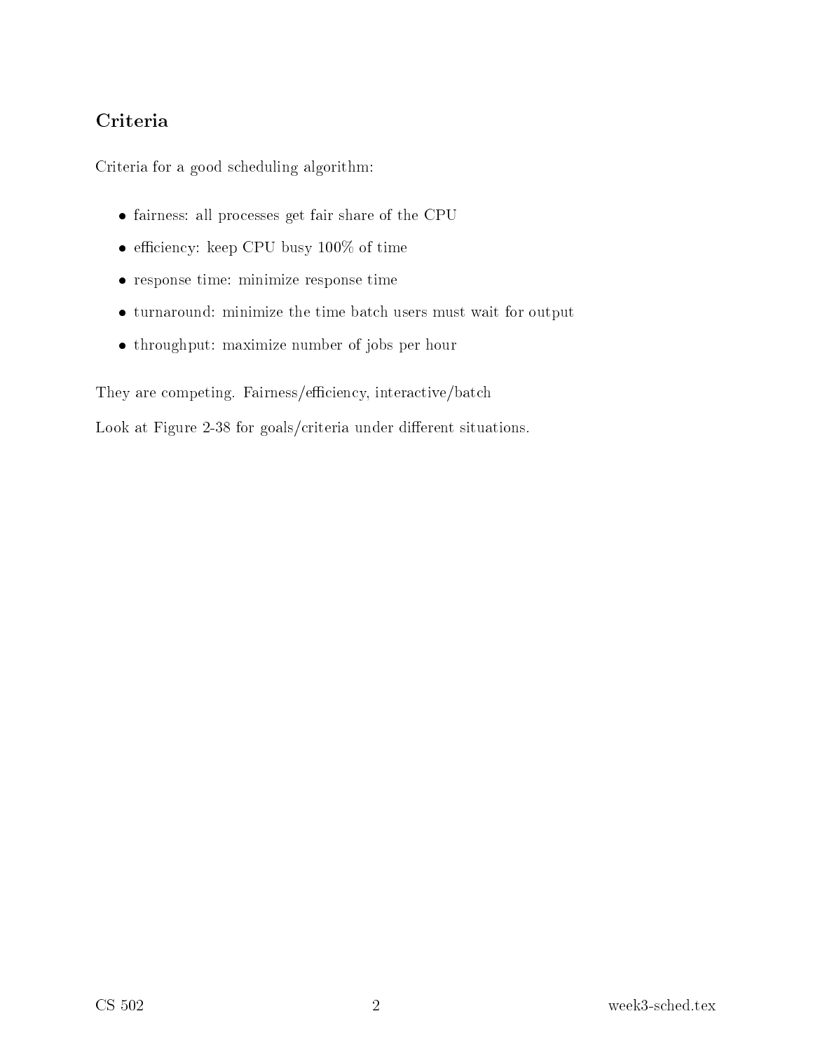## Criteria

Criteria for a good scheduling algorithm:

- fairness: all processes get fair share of the CPU
- efficiency: keep CPU busy 100% of time
- response time: minimize response time
- turnaround: minimize the time batch users must wait for output
- throughput: maximize number of jobs per hour

They are competing. Fairness/efficiency, interactive/batch

Look at Figure 2-38 for goals/criteria under different situations.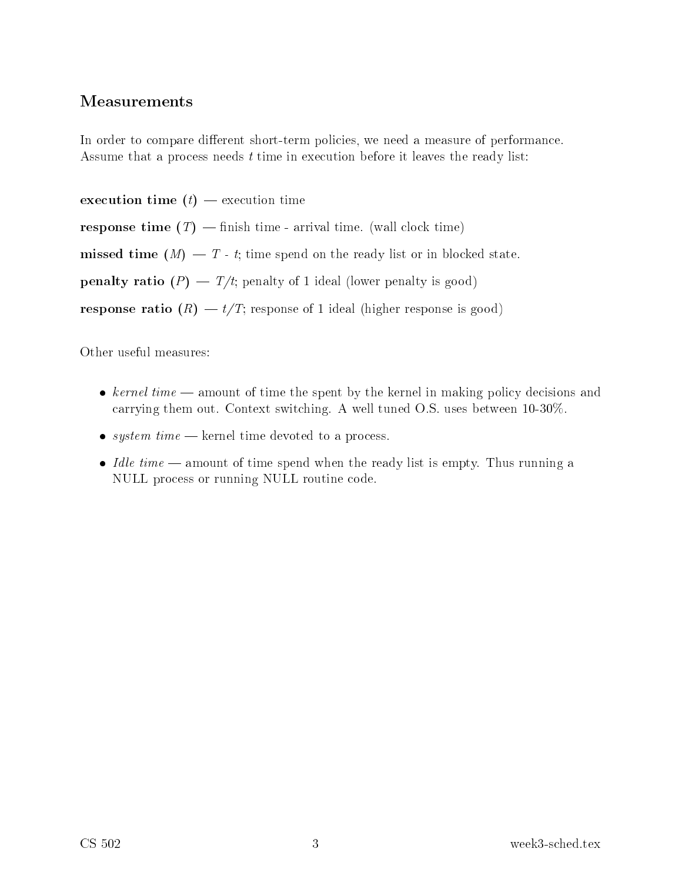## Measurements

In order to compare different short-term policies, we need a measure of performance. Assume that a process needs $t$ time in execution before it leaves the ready list:

**execution time** ($t$) — execution time

**response time** ($T$) — finish time - arrival time. (wall clock time)

**missed time** ($M$) — $T$ - $t$; time spend on the ready list or in blocked state.

**penalty ratio** ($P$) — $T/t$; penalty of 1 ideal (lower penalty is good)

**response ratio** ($R$) — $t/T$; response of 1 ideal (higher response is good)

Other useful measures:

- *kernel time* — amount of time the spent by the kernel in making policy decisions and carrying them out. Context switching. A well tuned O.S. uses between 10-30%.
- *system time* — kernel time devoted to a process.
- *Idle time* — amount of time spend when the ready list is empty. Thus running a NULL process or running NULL routine code.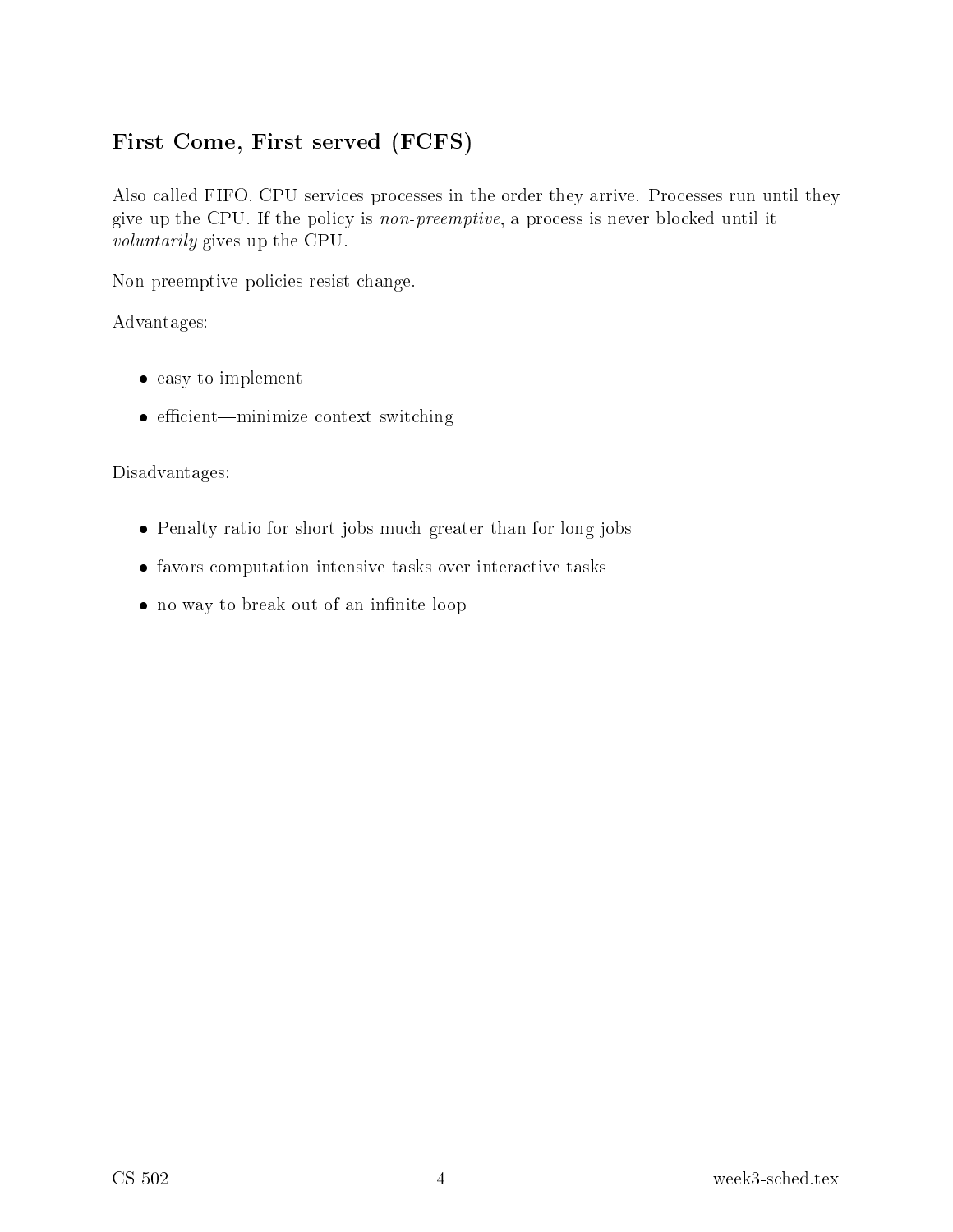## First Come, First served (FCFS)

Also called FIFO. CPU services processes in the order they arrive. Processes run until they give up the CPU. If the policy is *non-preemptive*, a process is never blocked until it *voluntarily* gives up the CPU.

Non-preemptive policies resist change.

Advantages:

- easy to implement
- efficient—minimize context switching

Disadvantages:

- Penalty ratio for short jobs much greater than for long jobs
- favors computation intensive tasks over interactive tasks
- no way to break out of an infinite loop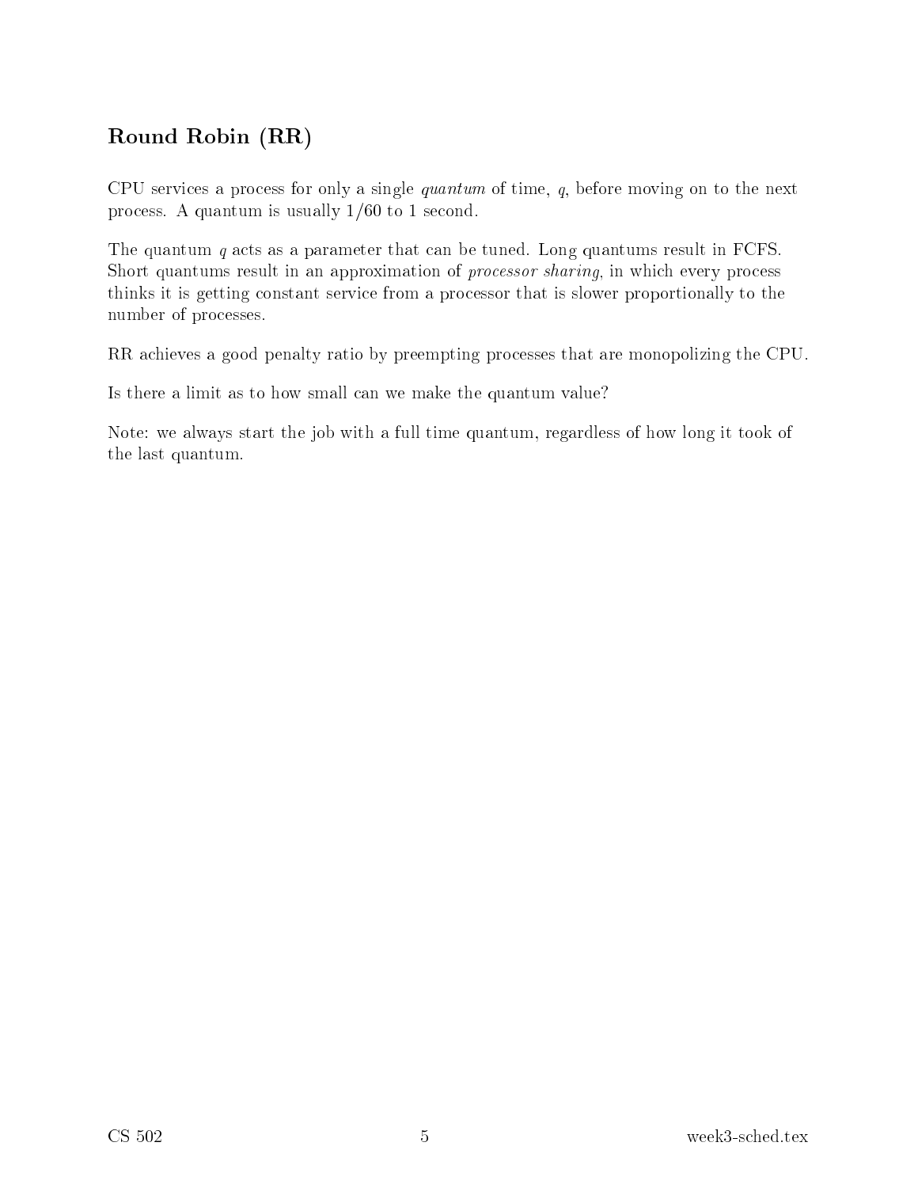## Round Robin (RR)

CPU services a process for only a single *quantum* of time, $q$, before moving on to the next process. A quantum is usually 1/60 to 1 second.

The quantum $q$ acts as a parameter that can be tuned. Long quantums result in FCFS. Short quantums result in an approximation of *processor sharing*, in which every process thinks it is getting constant service from a processor that is slower proportionally to the number of processes.

RR achieves a good penalty ratio by preempting processes that are monopolizing the CPU.

Is there a limit as to how small can we make the quantum value?

Note: we always start the job with a full time quantum, regardless of how long it took of the last quantum.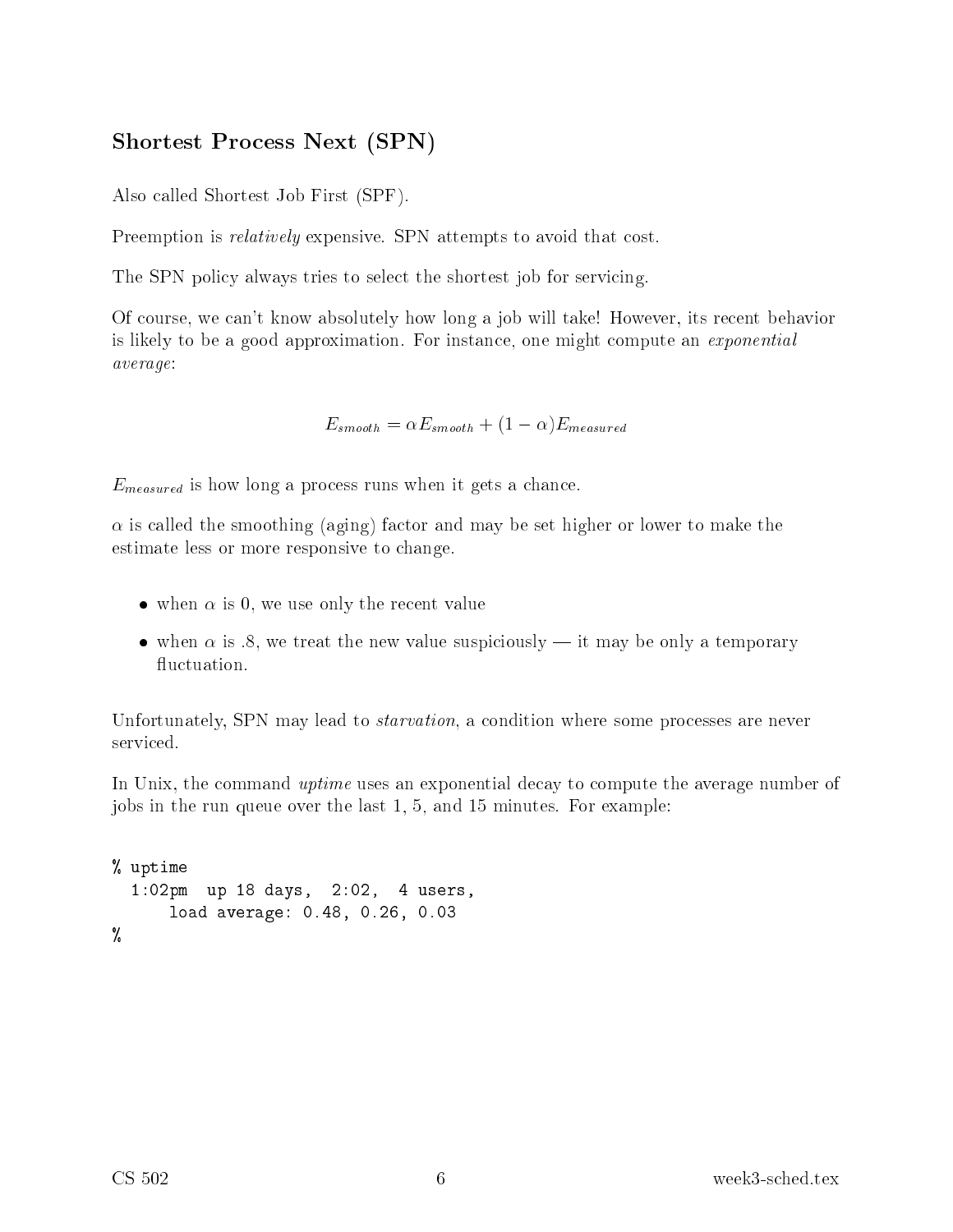## Shortest Process Next (SPN)

Also called Shortest Job First (SPF).

Preemption is *relatively* expensive. SPN attempts to avoid that cost.

The SPN policy always tries to select the shortest job for servicing.

Of course, we can't know absolutely how long a job will take! However, its recent behavior is likely to be a good approximation. For instance, one might compute an *exponential average*:

$$E_{smooth} = \alpha E_{smooth} + (1 - \alpha) E_{measured}$$

$E_{measured}$ is how long a process runs when it gets a chance.

$\alpha$ is called the smoothing (aging) factor and may be set higher or lower to make the estimate less or more responsive to change.

- when $\alpha$ is 0, we use only the recent value
- when $\alpha$ is .8, we treat the new value suspiciously — it may be only a temporary fluctuation.

Unfortunately, SPN may lead to *starvation*, a condition where some processes are never serviced.

In Unix, the command *uptime* uses an exponential decay to compute the average number of jobs in the run queue over the last 1, 5, and 15 minutes. For example:

```
% uptime
  1:02pm  up 18 days,  2:02,  4 users,
      load average: 0.48, 0.26, 0.03
%
```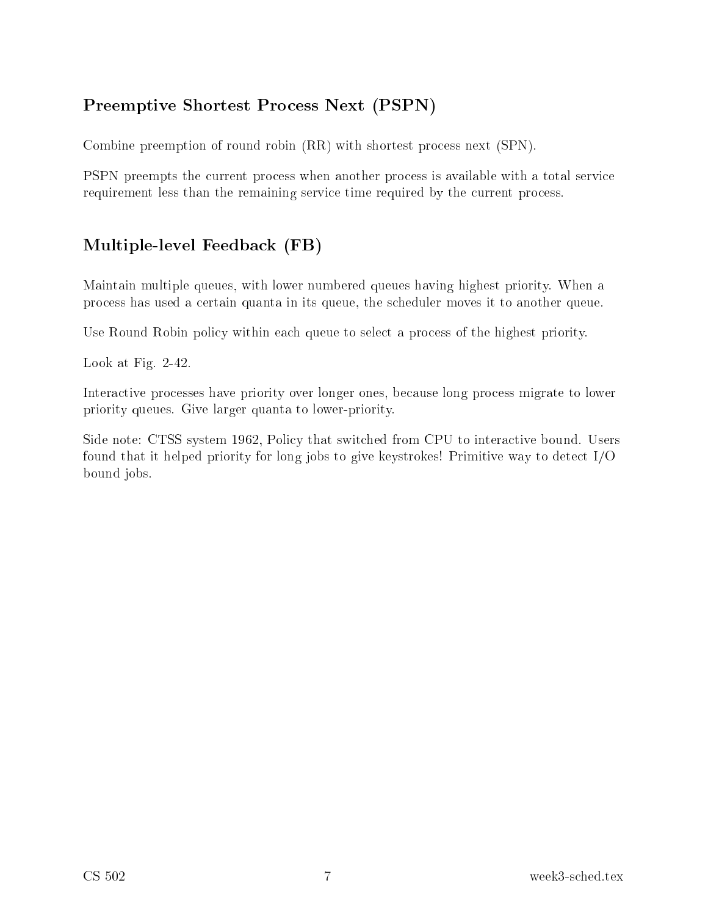## Preemptive Shortest Process Next (PSPN)

Combine preemption of round robin (RR) with shortest process next (SPN).

PSPN preempts the current process when another process is available with a total service requirement less than the remaining service time required by the current process.

## Multiple-level Feedback (FB)

Maintain multiple queues, with lower numbered queues having highest priority. When a process has used a certain quanta in its queue, the scheduler moves it to another queue.

Use Round Robin policy within each queue to select a process of the highest priority.

Look at Fig. 2-42.

Interactive processes have priority over longer ones, because long process migrate to lower priority queues. Give larger quanta to lower-priority.

Side note: CTSS system 1962, Policy that switched from CPU to interactive bound. Users found that it helped priority for long jobs to give keystrokes! Primitive way to detect I/O bound jobs.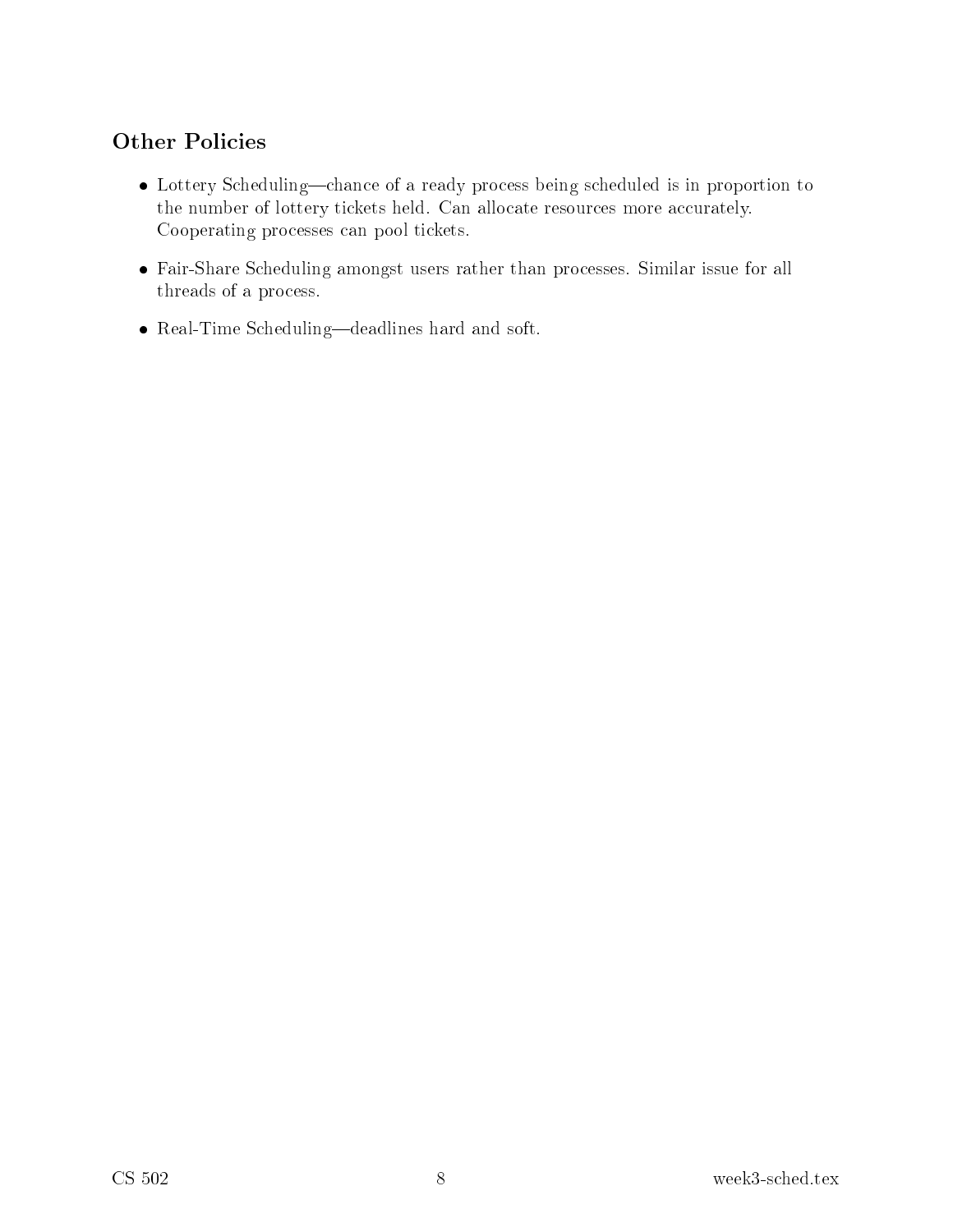## Other Policies

- Lottery Scheduling—chance of a ready process being scheduled is in proportion to the number of lottery tickets held. Can allocate resources more accurately. Cooperating processes can pool tickets.
- Fair-Share Scheduling amongst users rather than processes. Similar issue for all threads of a process.
- Real-Time Scheduling—deadlines hard and soft.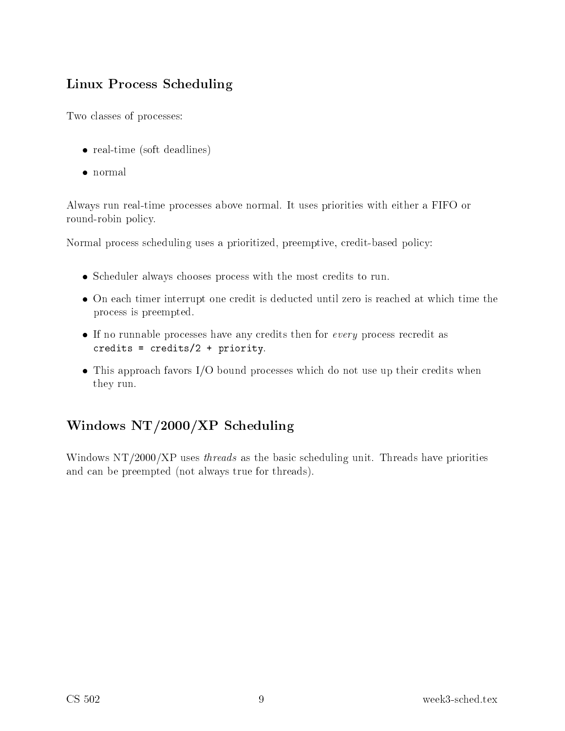## Linux Process Scheduling

Two classes of processes:

- real-time (soft deadlines)
- normal

Always run real-time processes above normal. It uses priorities with either a FIFO or round-robin policy.

Normal process scheduling uses a prioritized, preemptive, credit-based policy:

- Scheduler always chooses process with the most credits to run.
- On each timer interrupt one credit is deducted until zero is reached at which time the process is preempted.
- If no runnable processes have any credits then for *every* process recredit as `credits = credits/2 + priority`.
- This approach favors I/O bound processes which do not use up their credits when they run.

## Windows NT/2000/XP Scheduling

Windows NT/2000/XP uses *threads* as the basic scheduling unit. Threads have priorities and can be preempted (not always true for threads).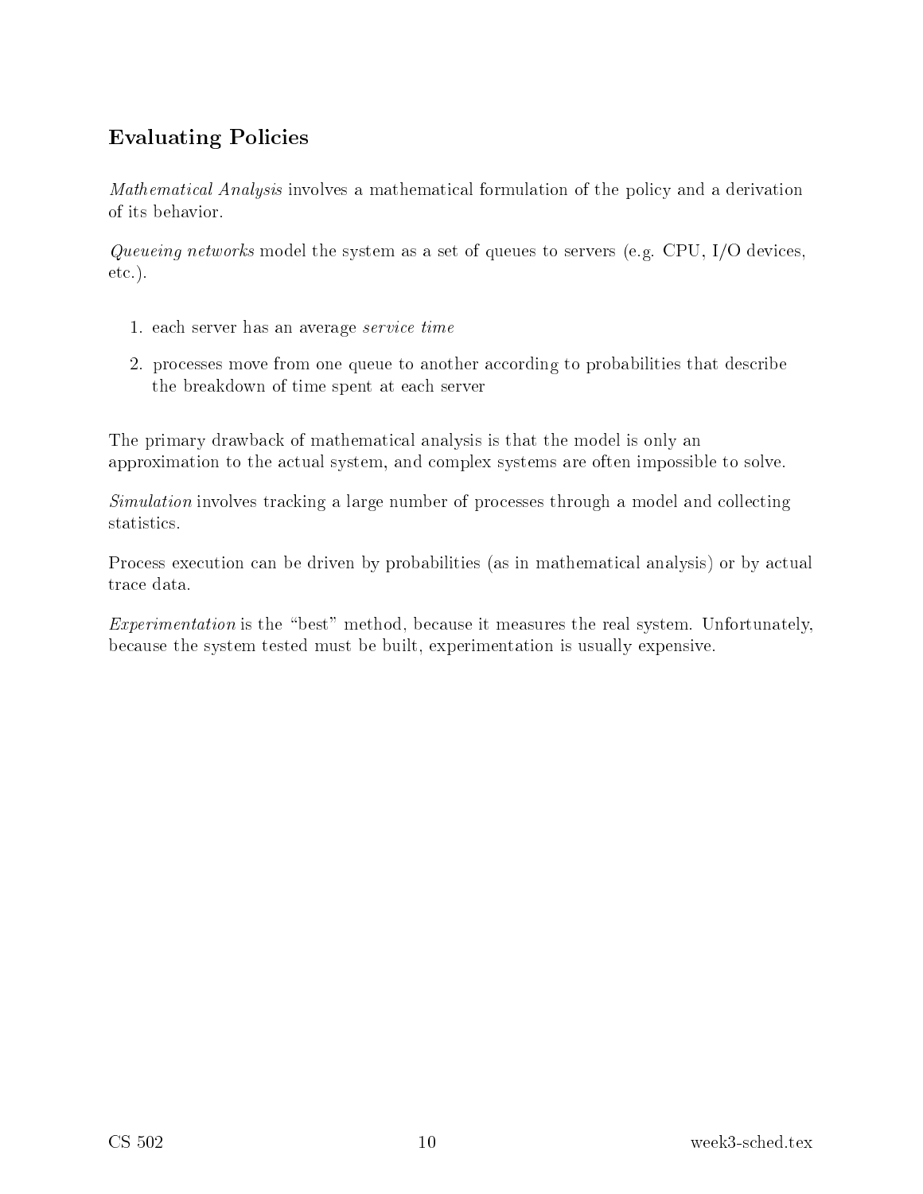## Evaluating Policies

*Mathematical Analysis* involves a mathematical formulation of the policy and a derivation of its behavior.

*Queueing networks* model the system as a set of queues to servers (e.g. CPU, I/O devices, etc.).

1. each server has an average *service time*
2. processes move from one queue to another according to probabilities that describe the breakdown of time spent at each server

The primary drawback of mathematical analysis is that the model is only an approximation to the actual system, and complex systems are often impossible to solve.

*Simulation* involves tracking a large number of processes through a model and collecting statistics.

Process execution can be driven by probabilities (as in mathematical analysis) or by actual trace data.

*Experimentation* is the "best" method, because it measures the real system. Unfortunately, because the system tested must be built, experimentation is usually expensive.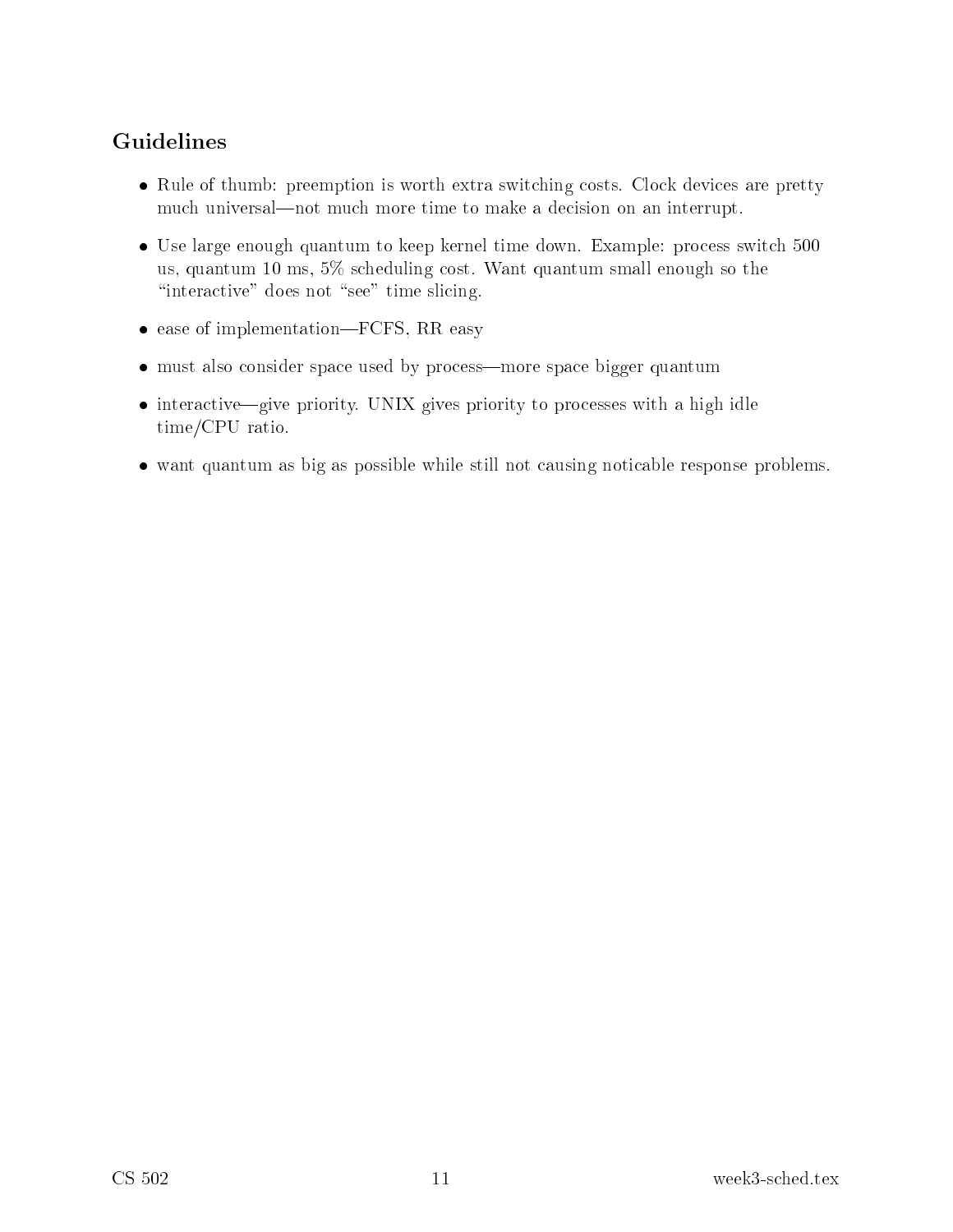## Guidelines

- Rule of thumb: preemption is worth extra switching costs. Clock devices are pretty much universal—not much more time to make a decision on an interrupt.
- Use large enough quantum to keep kernel time down. Example: process switch 500 us, quantum 10 ms, 5% scheduling cost. Want quantum small enough so the "interactive" does not "see" time slicing.
- ease of implementation—FCFS, RR easy
- must also consider space used by process—more space bigger quantum
- interactive—give priority. UNIX gives priority to processes with a high idle time/CPU ratio.
- want quantum as big as possible while still not causing noticable response problems.